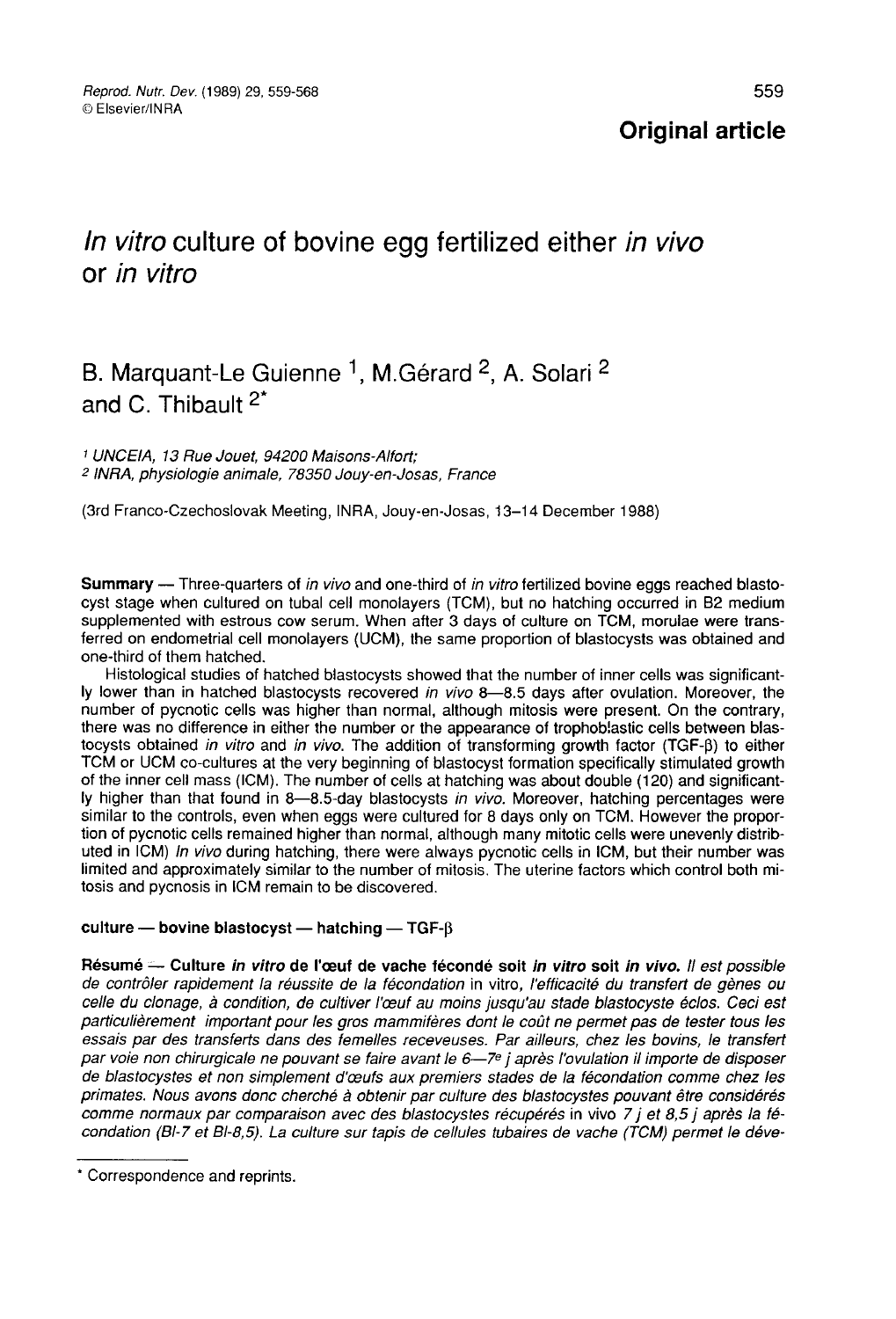**Original article**

# *In vitro* culture of bovine egg fertilized either *in vivo* or *in vitro*

B. Marquant-Le Guienne [1], M.Gérard [2], A. Solari [2] and C. Thibault [2*]

[1] UNCEIA, 13 Rue Jouet, 94200 Maisons-Alfort;
[2] INRA, physiologie animale, 78350 Jouy-en-Josas, France

(3rd Franco-Czechoslovak Meeting, INRA, Jouy-en-Josas, 13–14 December 1988)

**Summary** — Three-quarters of *in vivo* and one-third of *in vitro* fertilized bovine eggs reached blastocyst stage when cultured on tubal cell monolayers (TCM), but no hatching occurred in B2 medium supplemented with estrous cow serum. When after 3 days of culture on TCM, morulae were transferred on endometrial cell monolayers (UCM), the same proportion of blastocysts was obtained and one-third of them hatched.

Histological studies of hatched blastocysts showed that the number of inner cells was significantly lower than in hatched blastocysts recovered *in vivo* 8—8.5 days after ovulation. Moreover, the number of pycnotic cells was higher than normal, although mitosis were present. On the contrary, there was no difference in either the number or the appearance of trophoblastic cells between blastocysts obtained *in vitro* and *in vivo*. The addition of transforming growth factor (TGF-β) to either TCM or UCM co-cultures at the very beginning of blastocyst formation specifically stimulated growth of the inner cell mass (ICM). The number of cells at hatching was about double (120) and significantly higher than that found in 8—8.5-day blastocysts *in vivo*. Moreover, hatching percentages were similar to the controls, even when eggs were cultured for 8 days only on TCM. However the proportion of pycnotic cells remained higher than normal, although many mitotic cells were unevenly distributed in ICM) *In vivo* during hatching, there were always pycnotic cells in ICM, but their number was limited and approximately similar to the number of mitosis. The uterine factors which control both mitosis and pycnosis in ICM remain to be discovered.

**culture — bovine blastocyst — hatching — TGF-β**

**Résumé** — **Culture *in vitro* de l'œuf de vache fécondé soit *in vitro* soit *in vivo*.** *Il est possible de contrôler rapidement la réussite de la fécondation* in vitro, *l'efficacité du transfert de gènes ou celle du clonage, à condition, de cultiver l'œuf au moins jusqu'au stade blastocyste éclos. Ceci est particulièrement important pour les gros mammifères dont le coût ne permet pas de tester tous les essais par des transferts dans des femelles receveuses. Par ailleurs, chez les bovins, le transfert par voie non chirurgicale ne pouvant se faire avant le 6—7e j après l'ovulation il importe de disposer de blastocystes et non simplement d'œufs aux premiers stades de la fécondation comme chez les primates. Nous avons donc cherché à obtenir par culture des blastocystes pouvant être considérés comme normaux par comparaison avec des blastocystes récupérés* in vivo *7 j et 8,5 j après la fécondation (Bl-7 et Bl-8,5). La culture sur tapis de cellules tubaires de vache (TCM) permet le déve-*

* Correspondence and reprints.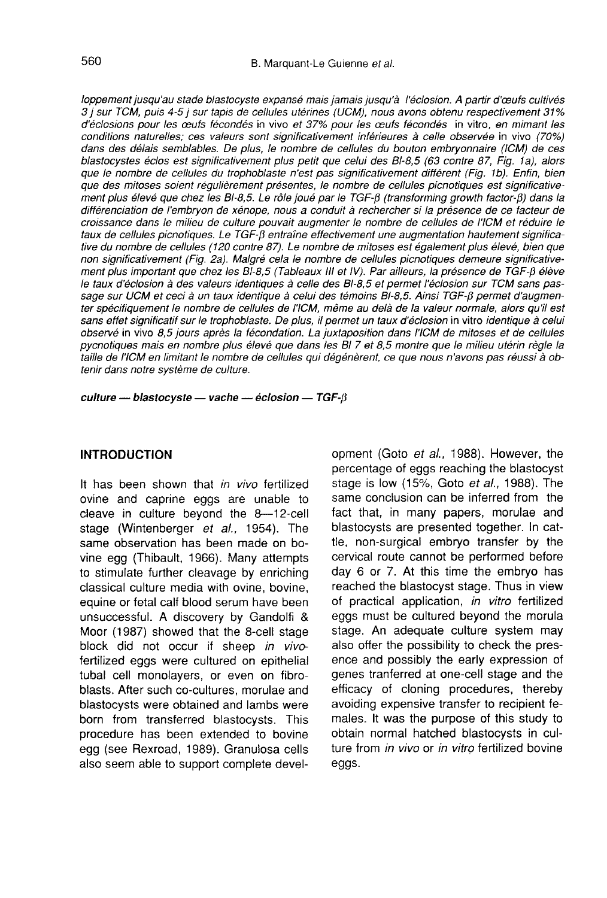*loppement jusqu'au stade blastocyste expansé mais jamais jusqu'à l'éclosion. A partir d'œufs cultivés 3 j sur TCM, puis 4-5 j sur tapis de cellules utérines (UCM), nous avons obtenu respectivement 31% d'éclosions pour les œufs fécondés* in vivo *et 37% pour les œufs fécondés* in vitro, *en mimant les conditions naturelles; ces valeurs sont significativement inférieures à celle observée* in vivo *(70%) dans des délais semblables. De plus, le nombre de cellules du bouton embryonnaire (ICM) de ces blastocystes éclos est significativement plus petit que celui des Bl-8,5 (63 contre 87, Fig. 1a), alors que le nombre de cellules du trophoblaste n'est pas significativement différent (Fig. 1b). Enfin, bien que des mitoses soient régulièrement présentes, le nombre de cellules picnotiques est significativement plus élevé que chez les Bl-8,5. Le rôle joué par le TGF-β (transforming growth factor-β) dans la différenciation de l'embryon de xénope, nous a conduit à rechercher si la présence de ce facteur de croissance dans le milieu de culture pouvait augmenter le nombre de cellules de l'ICM et réduire le taux de cellules picnotiques. Le TGF-β entraîne effectivement une augmentation hautement significative du nombre de cellules (120 contre 87). Le nombre de mitoses est également plus élevé, bien que non significativement (Fig. 2a). Malgré cela le nombre de cellules picnotiques demeure significativement plus important que chez les Bl-8,5 (Tableaux III et IV). Par ailleurs, la présence de TGF-β élève le taux d'éclosion à des valeurs identiques à celle des Bl-8,5 et permet l'éclosion sur TCM sans passage sur UCM et ceci à un taux identique à celui des témoins Bl-8,5. Ainsi TGF-β permet d'augmenter spécifiquement le nombre de cellules de l'ICM, même au delà de la valeur normale, alors qu'il est sans effet significatif sur le trophoblaste. De plus, il permet un taux d'éclosion* in vitro *identique à celui observé* in vivo *8,5 jours après la fécondation. La juxtaposition dans l'ICM de mitoses et de cellules pycnotiques mais en nombre plus élevé que dans les Bl 7 et 8,5 montre que le milieu utérin règle la taille de l'ICM en limitant le nombre de cellules qui dégénèrent, ce que nous n'avons pas réussi à obtenir dans notre système de culture.*

***culture — blastocyste — vache — éclosion — TGF-β***

## INTRODUCTION

It has been shown that *in vivo* fertilized ovine and caprine eggs are unable to cleave in culture beyond the 8—12-cell stage (Wintenberger *et al.*, 1954). The same observation has been made on bovine egg (Thibault, 1966). Many attempts to stimulate further cleavage by enriching classical culture media with ovine, bovine, equine or fetal calf blood serum have been unsuccessful. A discovery by Gandolfi & Moor (1987) showed that the 8-cell stage block did not occur if sheep *in vivo*-fertilized eggs were cultured on epithelial tubal cell monolayers, or even on fibroblasts. After such co-cultures, morulae and blastocysts were obtained and lambs were born from transferred blastocysts. This procedure has been extended to bovine egg (see Rexroad, 1989). Granulosa cells also seem able to support complete development (Goto *et al.*, 1988). However, the percentage of eggs reaching the blastocyst stage is low (15%, Goto *et al.*, 1988). The same conclusion can be inferred from the fact that, in many papers, morulae and blastocysts are presented together. In cattle, non-surgical embryo transfer by the cervical route cannot be performed before day 6 or 7. At this time the embryo has reached the blastocyst stage. Thus in view of practical application, *in vitro* fertilized eggs must be cultured beyond the morula stage. An adequate culture system may also offer the possibility to check the presence and possibly the early expression of genes tranferred at one-cell stage and the efficacy of cloning procedures, thereby avoiding expensive transfer to recipient females. It was the purpose of this study to obtain normal hatched blastocysts in culture from *in vivo* or *in vitro* fertilized bovine eggs.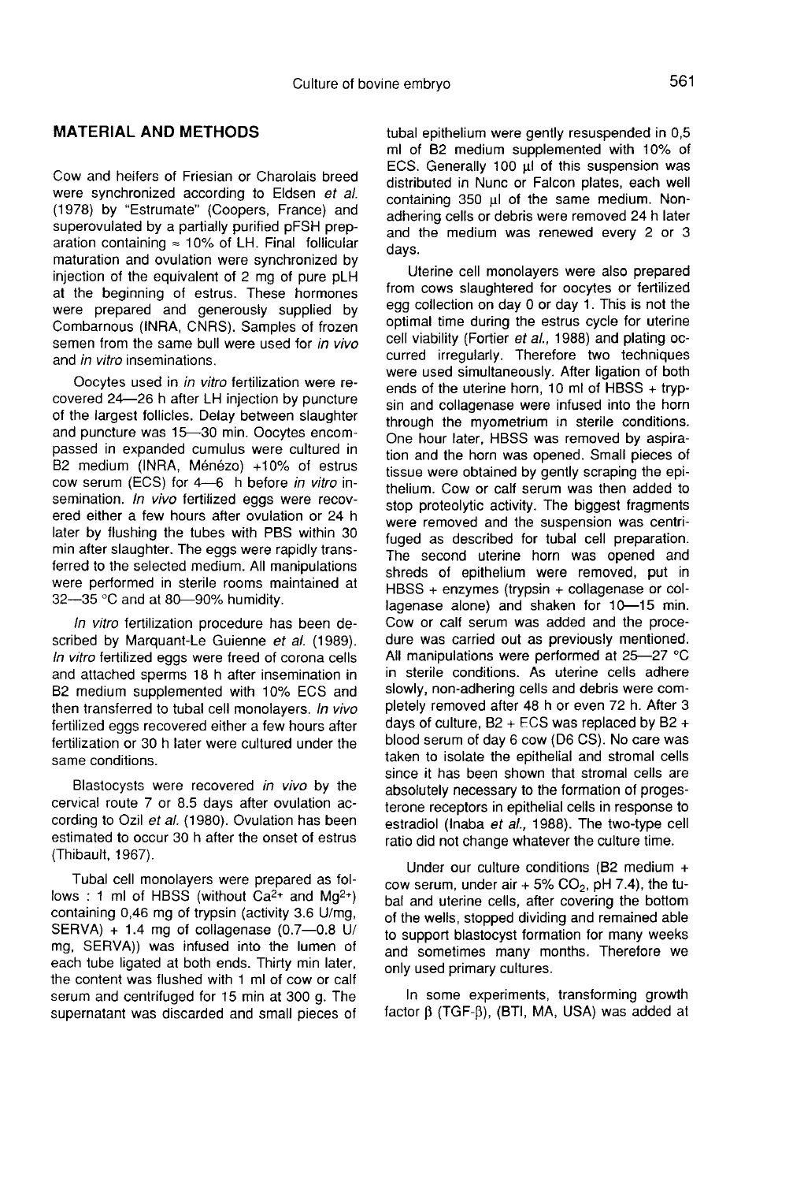## MATERIAL AND METHODS

Cow and heifers of Friesian or Charolais breed were synchronized according to Eldsen *et al.* (1978) by "Estrumate" (Coopers, France) and superovulated by a partially purified pFSH preparation containing ≈ 10% of LH. Final follicular maturation and ovulation were synchronized by injection of the equivalent of 2 mg of pure pLH at the beginning of estrus. These hormones were prepared and generously supplied by Combarnous (INRA, CNRS). Samples of frozen semen from the same bull were used for *in vivo* and *in vitro* inseminations.

Oocytes used in *in vitro* fertilization were recovered 24—26 h after LH injection by puncture of the largest follicles. Delay between slaughter and puncture was 15—30 min. Oocytes encompassed in expanded cumulus were cultured in B2 medium (INRA, Ménézo) +10% of estrus cow serum (ECS) for 4—6 h before *in vitro* insemination. *In vivo* fertilized eggs were recovered either a few hours after ovulation or 24 h later by flushing the tubes with PBS within 30 min after slaughter. The eggs were rapidly transferred to the selected medium. All manipulations were performed in sterile rooms maintained at 32—35 °C and at 80—90% humidity.

*In vitro* fertilization procedure has been described by Marquant-Le Guienne *et al.* (1989). *In vitro* fertilized eggs were freed of corona cells and attached sperms 18 h after insemination in B2 medium supplemented with 10% ECS and then transferred to tubal cell monolayers. *In vivo* fertilized eggs recovered either a few hours after fertilization or 30 h later were cultured under the same conditions.

Blastocysts were recovered *in vivo* by the cervical route 7 or 8.5 days after ovulation according to Ozil *et al.* (1980). Ovulation has been estimated to occur 30 h after the onset of estrus (Thibault, 1967).

Tubal cell monolayers were prepared as follows : 1 ml of HBSS (without $Ca^{2+}$ and $Mg^{2+}$) containing 0,46 mg of trypsin (activity 3.6 U/mg, SERVA) + 1.4 mg of collagenase (0.7—0.8 U/mg, SERVA)) was infused into the lumen of each tube ligated at both ends. Thirty min later, the content was flushed with 1 ml of cow or calf serum and centrifuged for 15 min at 300 g. The supernatant was discarded and small pieces of tubal epithelium were gently resuspended in 0,5 ml of B2 medium supplemented with 10% of ECS. Generally 100 µl of this suspension was distributed in Nunc or Falcon plates, each well containing 350 µl of the same medium. Non-adhering cells or debris were removed 24 h later and the medium was renewed every 2 or 3 days.

Uterine cell monolayers were also prepared from cows slaughtered for oocytes or fertilized egg collection on day 0 or day 1. This is not the optimal time during the estrus cycle for uterine cell viability (Fortier *et al.*, 1988) and plating occurred irregularly. Therefore two techniques were used simultaneously. After ligation of both ends of the uterine horn, 10 ml of HBSS + trypsin and collagenase were infused into the horn through the myometrium in sterile conditions. One hour later, HBSS was removed by aspiration and the horn was opened. Small pieces of tissue were obtained by gently scraping the epithelium. Cow or calf serum was then added to stop proteolytic activity. The biggest fragments were removed and the suspension was centrifuged as described for tubal cell preparation. The second uterine horn was opened and shreds of epithelium were removed, put in HBSS + enzymes (trypsin + collagenase or collagenase alone) and shaken for 10—15 min. Cow or calf serum was added and the procedure was carried out as previously mentioned. All manipulations were performed at 25—27 °C in sterile conditions. As uterine cells adhere slowly, non-adhering cells and debris were completely removed after 48 h or even 72 h. After 3 days of culture, B2 + ECS was replaced by B2 + blood serum of day 6 cow (D6 CS). No care was taken to isolate the epithelial and stromal cells since it has been shown that stromal cells are absolutely necessary to the formation of progesterone receptors in epithelial cells in response to estradiol (Inaba *et al.*, 1988). The two-type cell ratio did not change whatever the culture time.

Under our culture conditions (B2 medium + cow serum, under air + 5% $CO_2$, pH 7.4), the tubal and uterine cells, after covering the bottom of the wells, stopped dividing and remained able to support blastocyst formation for many weeks and sometimes many months. Therefore we only used primary cultures.

In some experiments, transforming growth factor β (TGF-β), (BTI, MA, USA) was added at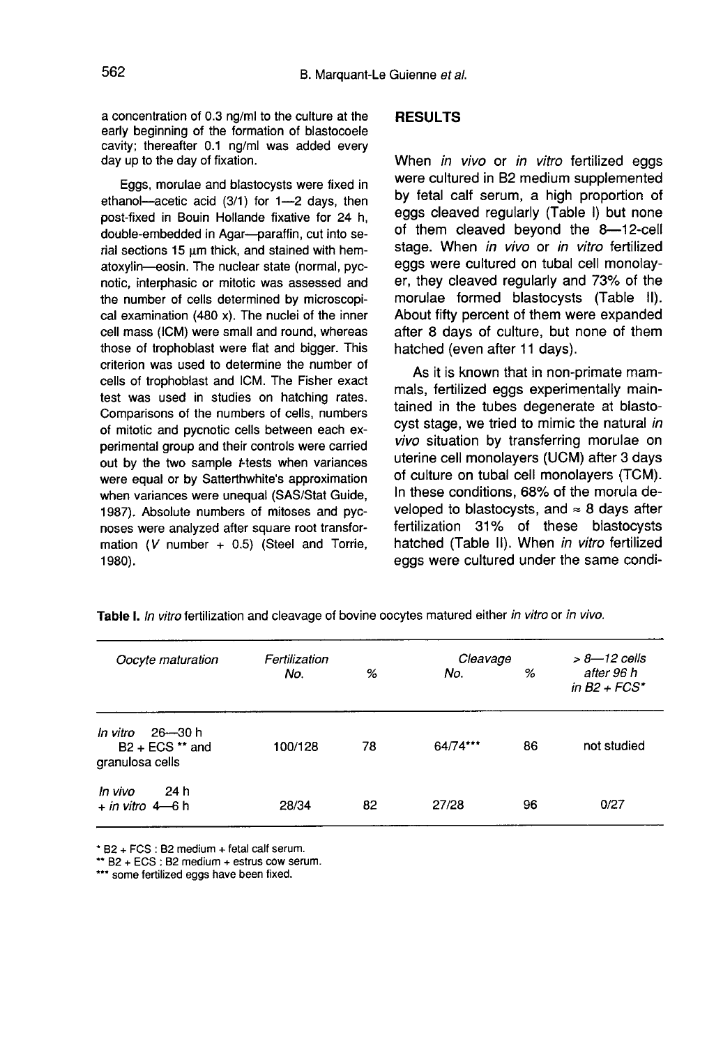a concentration of 0.3 ng/ml to the culture at the early beginning of the formation of blastocoele cavity; thereafter 0.1 ng/ml was added every day up to the day of fixation.

Eggs, morulae and blastocysts were fixed in ethanol—acetic acid (3/1) for 1—2 days, then post-fixed in Bouin Hollande fixative for 24 h, double-embedded in Agar—paraffin, cut into serial sections 15 μm thick, and stained with hematoxylin—eosin. The nuclear state (normal, pycnotic, interphasic or mitotic was assessed and the number of cells determined by microscopical examination (480 x). The nuclei of the inner cell mass (ICM) were small and round, whereas those of trophoblast were flat and bigger. This criterion was used to determine the number of cells of trophoblast and ICM. The Fisher exact test was used in studies on hatching rates. Comparisons of the numbers of cells, numbers of mitotic and pycnotic cells between each experimental group and their controls were carried out by the two sample *t*-tests when variances were equal or by Satterthwhite's approximation when variances were unequal (SAS/Stat Guide, 1987). Absolute numbers of mitoses and pycnoses were analyzed after square root transformation ($\sqrt{\text{number} + 0.5}$) (Steel and Torrie, 1980).

## RESULTS

When *in vivo* or *in vitro* fertilized eggs were cultured in B2 medium supplemented by fetal calf serum, a high proportion of eggs cleaved regularly (Table I) but none of them cleaved beyond the 8—12-cell stage. When *in vivo* or *in vitro* fertilized eggs were cultured on tubal cell monolayer, they cleaved regularly and 73% of the morulae formed blastocysts (Table II). About fifty percent of them were expanded after 8 days of culture, but none of them hatched (even after 11 days).

As it is known that in non-primate mammals, fertilized eggs experimentally maintained in the tubes degenerate at blastocyst stage, we tried to mimic the natural *in vivo* situation by transferring morulae on uterine cell monolayers (UCM) after 3 days of culture on tubal cell monolayers (TCM). In these conditions, 68% of the morula developed to blastocysts, and ≈ 8 days after fertilization 31% of these blastocysts hatched (Table II). When *in vitro* fertilized eggs were cultured under the same condi-

**Table I.** *In vitro* fertilization and cleavage of bovine oocytes matured either *in vitro* or *in vivo*.

| Oocyte maturation | Fertilization No. | % | Cleavage No. | % | > 8—12 cells after 96 h in B2 + FCS* |
|---|---|---|---|---|---|
| *In vitro* 26—30 h B2 + ECS ** and granulosa cells | 100/128 | 78 | 64/74*** | 86 | not studied |
| *In vivo* 24 h + *in vitro* 4—6 h | 28/34 | 82 | 27/28 | 96 | 0/27 |

\* B2 + FCS : B2 medium + fetal calf serum.
\** B2 + ECS : B2 medium + estrus cow serum.
\*** some fertilized eggs have been fixed.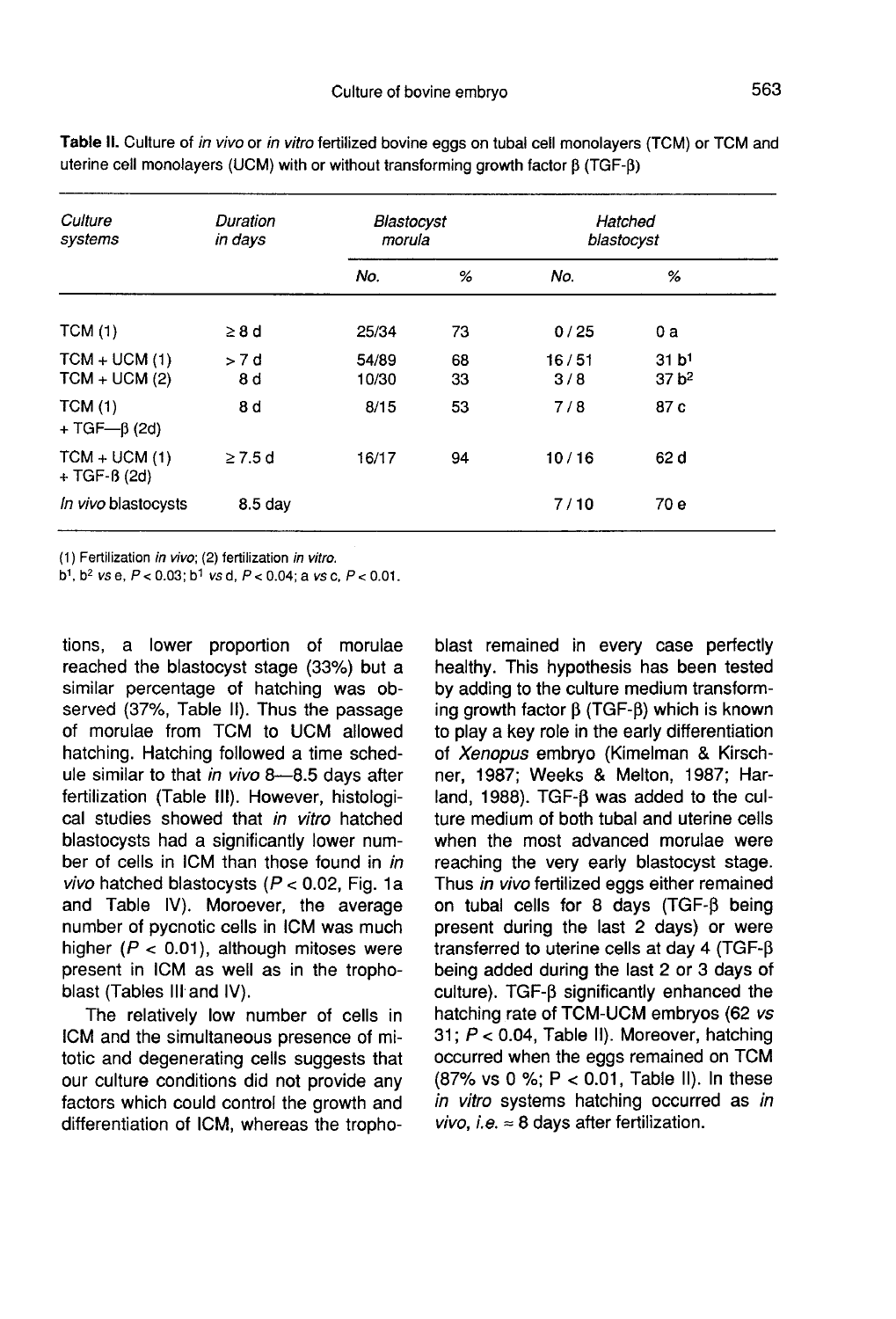**Table II.** Culture of *in vivo* or *in vitro* fertilized bovine eggs on tubal cell monolayers (TCM) or TCM and uterine cell monolayers (UCM) with or without transforming growth factor β (TGF-β)

| Culture systems | Duration in days | Blastocyst morula | | Hatched blastocyst | |
|---|---|---|---|---|---|
| | | No. | % | No. | % |
| TCM (1) | ≥ 8 d | 25/34 | 73 | 0 / 25 | 0 a |
| TCM + UCM (1) | > 7 d | 54/89 | 68 | 16 / 51 | 31 b[1] |
| TCM + UCM (2) | 8 d | 10/30 | 33 | 3 / 8 | 37 b[2] |
| TCM (1) + TGF—β (2d) | 8 d | 8/15 | 53 | 7 / 8 | 87 c |
| TCM + UCM (1) + TGF-β (2d) | ≥ 7.5 d | 16/17 | 94 | 10 / 16 | 62 d |
| *In vivo* blastocysts | 8.5 day | | | 7 / 10 | 70 e |

(1) Fertilization *in vivo*; (2) fertilization *in vitro*.
b[1], b[2] *vs* e, $P < 0.03$; b[1] *vs* d, $P < 0.04$; a *vs* c, $P < 0.01$.

tions, a lower proportion of morulae reached the blastocyst stage (33%) but a similar percentage of hatching was observed (37%, Table II). Thus the passage of morulae from TCM to UCM allowed hatching. Hatching followed a time schedule similar to that *in vivo* 8—8.5 days after fertilization (Table III). However, histological studies showed that *in vitro* hatched blastocysts had a significantly lower number of cells in ICM than those found in *in vivo* hatched blastocysts ($P < 0.02$, Fig. 1a and Table IV). Moreover, the average number of pycnotic cells in ICM was much higher ($P < 0.01$), although mitoses were present in ICM as well as in the trophoblast (Tables III and IV).

The relatively low number of cells in ICM and the simultaneous presence of mitotic and degenerating cells suggests that our culture conditions did not provide any factors which could control the growth and differentiation of ICM, whereas the trophoblast remained in every case perfectly healthy. This hypothesis has been tested by adding to the culture medium transforming growth factor β (TGF-β) which is known to play a key role in the early differentiation of *Xenopus* embryo (Kimelman & Kirschner, 1987; Weeks & Melton, 1987; Harland, 1988). TGF-β was added to the culture medium of both tubal and uterine cells when the most advanced morulae were reaching the very early blastocyst stage. Thus *in vivo* fertilized eggs either remained on tubal cells for 8 days (TGF-β being present during the last 2 days) or were transferred to uterine cells at day 4 (TGF-β being added during the last 2 or 3 days of culture). TGF-β significantly enhanced the hatching rate of TCM-UCM embryos (62 *vs* 31; $P < 0.04$, Table II). Moreover, hatching occurred when the eggs remained on TCM (87% vs 0 %; $P < 0.01$, Table II). In these *in vitro* systems hatching occurred as *in vivo*, *i.e.* ≈ 8 days after fertilization.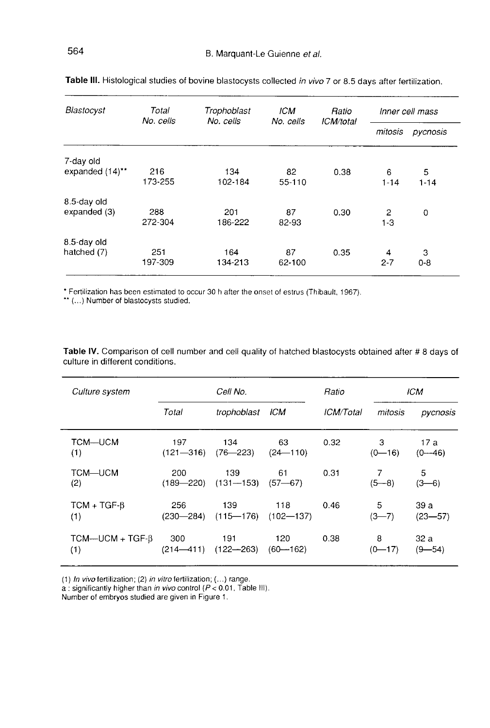**Table III.** Histological studies of bovine blastocysts collected *in vivo* 7 or 8.5 days after fertilization.

| *Blastocyst* | *Total No. cells* | *Trophoblast No. cells* | *ICM No. cells* | *Ratio ICM/total* | *Inner cell mass* | |
|---|---|---|---|---|---|---|
| | | | | | *mitosis* | *pycnosis* |
| 7-day old expanded (14)** | 216<br>173-255 | 134<br>102-184 | 82<br>55-110 | 0.38 | 6<br>1-14 | 5<br>1-14 |
| 8.5-day old expanded (3) | 288<br>272-304 | 201<br>186-222 | 87<br>82-93 | 0.30 | 2<br>1-3 | 0 |
| 8.5-day old hatched (7) | 251<br>197-309 | 164<br>134-213 | 87<br>62-100 | 0.35 | 4<br>2-7 | 3<br>0-8 |

\* Fertilization has been estimated to occur 30 h after the onset of estrus (Thibault, 1967).
\** (...) Number of blastocysts studied.

**Table IV.** Comparison of cell number and cell quality of hatched blastocysts obtained after # 8 days of culture in different conditions.

| *Culture system* | *Cell No.* | | | *Ratio* | *ICM* | |
|---|---|---|---|---|---|---|
| | *Total* | *trophoblast* | *ICM* | *ICM/Total* | *mitosis* | *pycnosis* |
| TCM—UCM (1) | 197<br>(121—316) | 134<br>(76—223) | 63<br>(24—110) | 0.32 | 3<br>(0—16) | 17 a<br>(0—46) |
| TCM—UCM (2) | 200<br>(189—220) | 139<br>(131—153) | 61<br>(57—67) | 0.31 | 7<br>(5—8) | 5<br>(3—6) |
| TCM + TGF-β (1) | 256<br>(230—284) | 139<br>(115—176) | 118<br>(102—137) | 0.46 | 5<br>(3—7) | 39 a<br>(23—57) |
| TCM—UCM + TGF-β (1) | 300<br>(214—411) | 191<br>(122—263) | 120<br>(60—162) | 0.38 | 8<br>(0—17) | 32 a<br>(9—54) |

(1) *In vivo* fertilization; (2) *in vitro* fertilization; (...) range.
a : significantly higher than *in vivo* control ($P < 0.01$, Table III).
Number of embryos studied are given in Figure 1.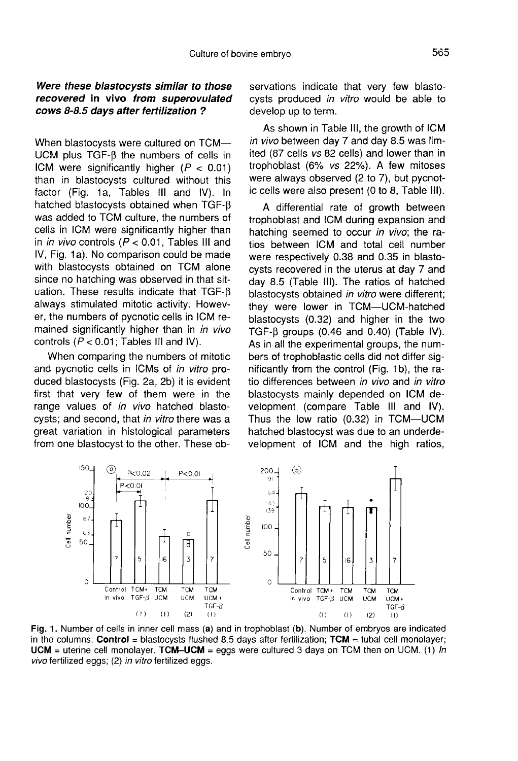### *Were these blastocysts similar to those recovered* in vivo *from superovulated cows 8-8.5 days after fertilization ?*

When blastocysts were cultured on TCM—UCM plus TGF-β the numbers of cells in ICM were significantly higher ($P < 0.01$) than in blastocysts cultured without this factor (Fig. 1a, Tables III and IV). In hatched blastocysts obtained when TGF-β was added to TCM culture, the numbers of cells in ICM were significantly higher than in *in vivo* controls ($P < 0.01$, Tables III and IV, Fig. 1a). No comparison could be made with blastocysts obtained on TCM alone since no hatching was observed in that situation. These results indicate that TGF-β always stimulated mitotic activity. However, the numbers of pycnotic cells in ICM remained significantly higher than in *in vivo* controls ($P < 0.01$; Tables III and IV).

When comparing the numbers of mitotic and pycnotic cells in ICMs of *in vitro* produced blastocysts (Fig. 2a, 2b) it is evident first that very few of them were in the range values of *in vivo* hatched blastocysts; and second, that *in vitro* there was a great variation in histological parameters from one blastocyst to the other. These observations indicate that very few blastocysts produced *in vitro* would be able to develop up to term.

As shown in Table III, the growth of ICM *in vivo* between day 7 and day 8.5 was limited (87 cells *vs* 82 cells) and lower than in trophoblast (6% *vs* 22%). A few mitoses were always observed (2 to 7), but pycnotic cells were also present (0 to 8, Table III).

A differential rate of growth between trophoblast and ICM during expansion and hatching seemed to occur *in vivo*; the ratios between ICM and total cell number were respectively 0.38 and 0.35 in blastocysts recovered in the uterus at day 7 and day 8.5 (Table III). The ratios of hatched blastocysts obtained *in vitro* were different; they were lower in TCM—UCM-hatched blastocysts (0.32) and higher in the two TGF-β groups (0.46 and 0.40) (Table IV). As in all the experimental groups, the numbers of trophoblastic cells did not differ significantly from the control (Fig. 1b), the ratio differences between *in vivo* and *in vitro* blastocysts mainly depended on ICM development (compare Table III and IV). Thus the low ratio (0.32) in TCM—UCM hatched blastocyst was due to an underdevelopment of ICM and the high ratios,

**Fig. 1.** Number of cells in inner cell mass (**a**) and in trophoblast (**b**). Number of embryos are indicated in the columns. **Control** = blastocysts flushed 8.5 days after fertilization; **TCM** = tubal cell monolayer; **UCM** = uterine cell monolayer. **TCM–UCM** = eggs were cultured 3 days on TCM then on UCM. (1) *In vivo* fertilized eggs; (2) *in vitro* fertilized eggs.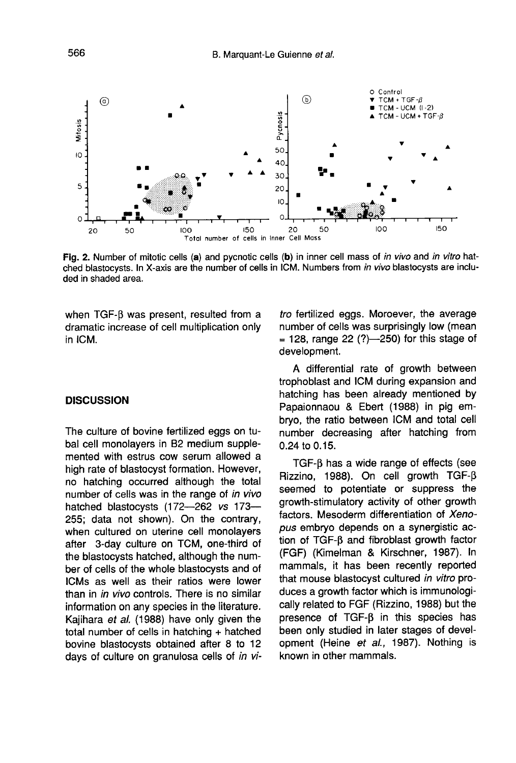Fig. 2. Number of mitotic cells (a) and pycnotic cells (b) in inner cell mass of *in vivo* and *in vitro* hatched blastocysts. In X-axis are the number of cells in ICM. Numbers from *in vivo* blastocysts are included in shaded area.

when TGF-β was present, resulted from a dramatic increase of cell multiplication only in ICM.

## DISCUSSION

The culture of bovine fertilized eggs on tubal cell monolayers in B2 medium supplemented with estrus cow serum allowed a high rate of blastocyst formation. However, no hatching occurred although the total number of cells was in the range of *in vivo* hatched blastocysts (172—262 *vs* 173—255; data not shown). On the contrary, when cultured on uterine cell monolayers after 3-day culture on TCM, one-third of the blastocysts hatched, although the number of cells of the whole blastocysts and of ICMs as well as their ratios were lower than in *in vivo* controls. There is no similar information on any species in the literature. Kajihara *et al.* (1988) have only given the total number of cells in hatching + hatched bovine blastocysts obtained after 8 to 12 days of culture on granulosa cells of *in vitro* fertilized eggs. Moroever, the average number of cells was surprisingly low (mean = 128, range 22 (?)—250) for this stage of development.

A differential rate of growth between trophoblast and ICM during expansion and hatching has been already mentioned by Papaionnaou & Ebert (1988) in pig embryo, the ratio between ICM and total cell number decreasing after hatching from 0.24 to 0.15.

TGF-β has a wide range of effects (see Rizzino, 1988). On cell growth TGF-β seemed to potentiate or suppress the growth-stimulatory activity of other growth factors. Mesoderm differentiation of *Xenopus* embryo depends on a synergistic action of TGF-β and fibroblast growth factor (FGF) (Kimelman & Kirschner, 1987). In mammals, it has been recently reported that mouse blastocyst cultured *in vitro* produces a growth factor which is immunologically related to FGF (Rizzino, 1988) but the presence of TGF-β in this species has been only studied in later stages of development (Heine *et al.*, 1987). Nothing is known in other mammals.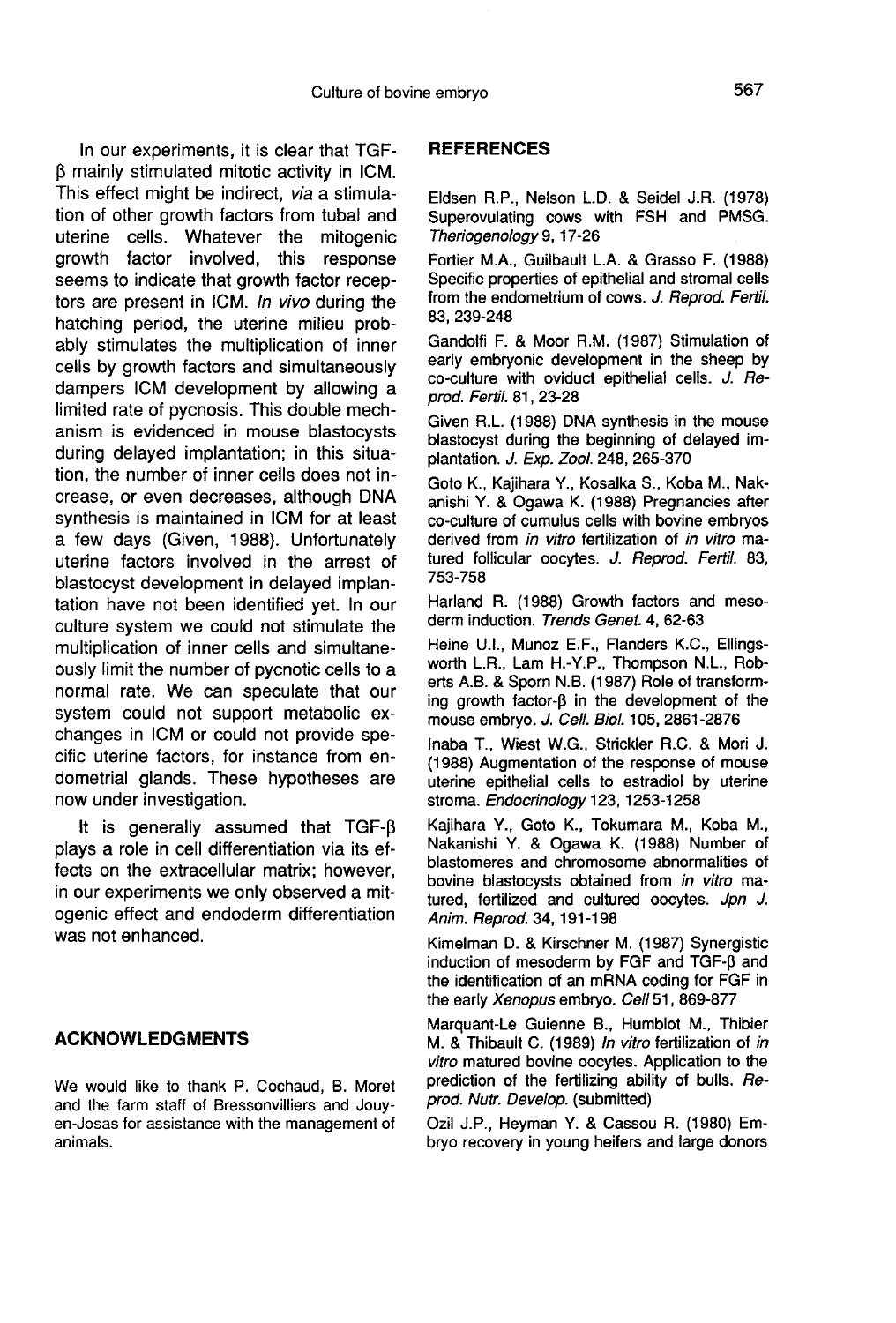In our experiments, it is clear that TGF-β mainly stimulated mitotic activity in ICM. This effect might be indirect, *via* a stimulation of other growth factors from tubal and uterine cells. Whatever the mitogenic growth factor involved, this response seems to indicate that growth factor receptors are present in ICM. *In vivo* during the hatching period, the uterine milieu probably stimulates the multiplication of inner cells by growth factors and simultaneously dampers ICM development by allowing a limited rate of pycnosis. This double mechanism is evidenced in mouse blastocysts during delayed implantation; in this situation, the number of inner cells does not increase, or even decreases, although DNA synthesis is maintained in ICM for at least a few days (Given, 1988). Unfortunately uterine factors involved in the arrest of blastocyst development in delayed implantation have not been identified yet. In our culture system we could not stimulate the multiplication of inner cells and simultaneously limit the number of pycnotic cells to a normal rate. We can speculate that our system could not support metabolic exchanges in ICM or could not provide specific uterine factors, for instance from endometrial glands. These hypotheses are now under investigation.

It is generally assumed that TGF-β plays a role in cell differentiation via its effects on the extracellular matrix; however, in our experiments we only observed a mitogenic effect and endoderm differentiation was not enhanced.

## ACKNOWLEDGMENTS

We would like to thank P. Cochaud, B. Moret and the farm staff of Bressonvilliers and Jouy-en-Josas for assistance with the management of animals.

## REFERENCES

Eldsen R.P., Nelson L.D. & Seidel J.R. (1978) Superovulating cows with FSH and PMSG. *Theriogenology* 9, 17-26

Fortier M.A., Guilbault L.A. & Grasso F. (1988) Specific properties of epithelial and stromal cells from the endometrium of cows. *J. Reprod. Fertil.* 83, 239-248

Gandolfi F. & Moor R.M. (1987) Stimulation of early embryonic development in the sheep by co-culture with oviduct epithelial cells. *J. Reprod. Fertil.* 81, 23-28

Given R.L. (1988) DNA synthesis in the mouse blastocyst during the beginning of delayed implantation. *J. Exp. Zool.* 248, 265-370

Goto K., Kajihara Y., Kosalka S., Koba M., Nakanishi Y. & Ogawa K. (1988) Pregnancies after co-culture of cumulus cells with bovine embryos derived from *in vitro* fertilization of *in vitro* matured follicular oocytes. *J. Reprod. Fertil.* 83, 753-758

Harland R. (1988) Growth factors and mesoderm induction. *Trends Genet.* 4, 62-63

Heine U.I., Munoz E.F., Flanders K.C., Ellingsworth L.R., Lam H.-Y.P., Thompson N.L., Roberts A.B. & Sporn N.B. (1987) Role of transforming growth factor-β in the development of the mouse embryo. *J. Cell. Biol.* 105, 2861-2876

Inaba T., Wiest W.G., Strickler R.C. & Mori J. (1988) Augmentation of the response of mouse uterine epithelial cells to estradiol by uterine stroma. *Endocrinology* 123, 1253-1258

Kajihara Y., Goto K., Tokumara M., Koba M., Nakanishi Y. & Ogawa K. (1988) Number of blastomeres and chromosome abnormalities of bovine blastocysts obtained from *in vitro* matured, fertilized and cultured oocytes. *Jpn J. Anim. Reprod.* 34, 191-198

Kimelman D. & Kirschner M. (1987) Synergistic induction of mesoderm by FGF and TGF-β and the identification of an mRNA coding for FGF in the early *Xenopus* embryo. *Cell* 51, 869-877

Marquant-Le Guienne B., Humblot M., Thibier M. & Thibault C. (1989) *In vitro* fertilization of *in vitro* matured bovine oocytes. Application to the prediction of the fertilizing ability of bulls. *Reprod. Nutr. Develop.* (submitted)

Ozil J.P., Heyman Y. & Cassou R. (1980) Embryo recovery in young heifers and large donors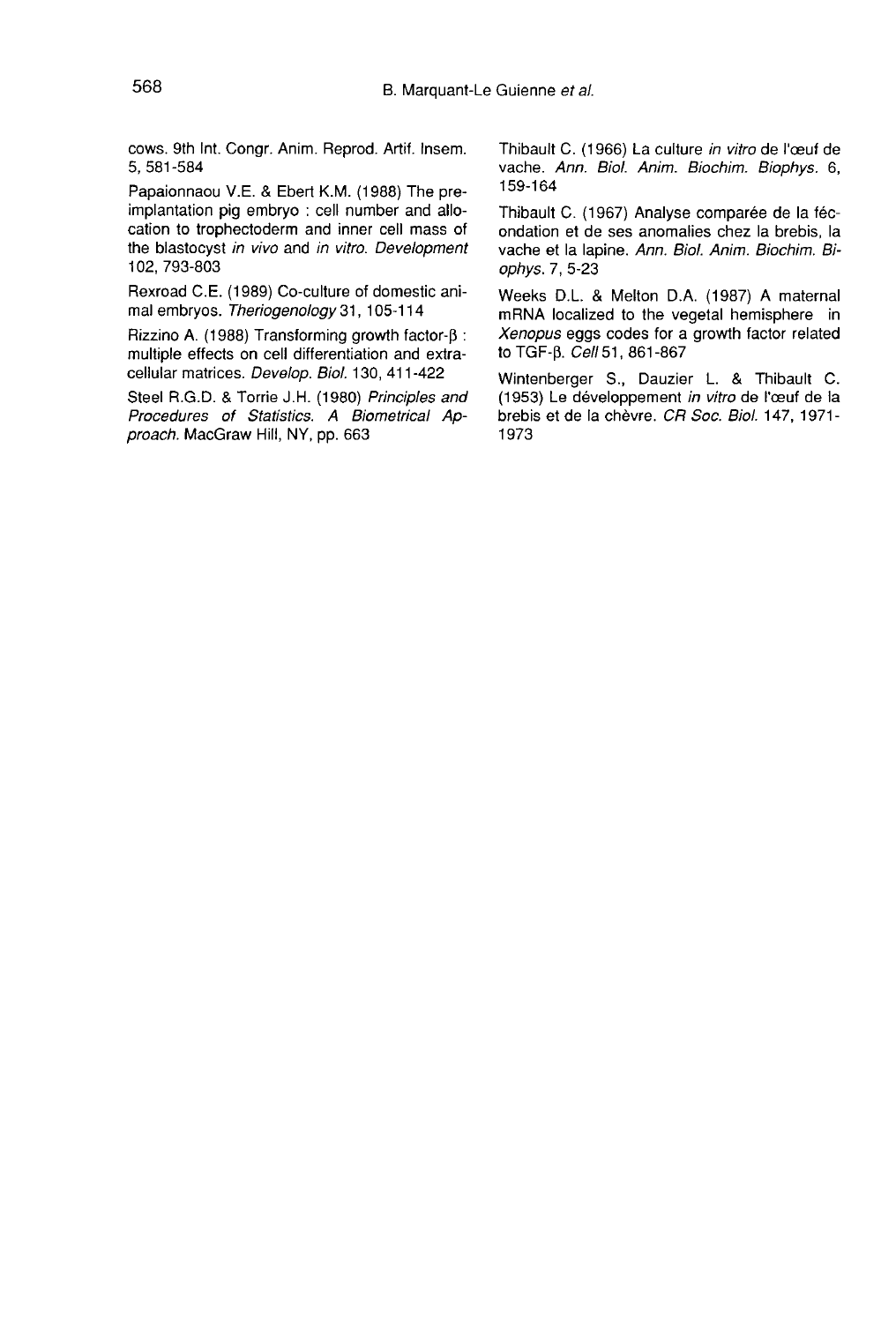cows. 9th Int. Congr. Anim. Reprod. Artif. Insem. 5, 581-584

Papaionnaou V.E. & Ebert K.M. (1988) The preimplantation pig embryo : cell number and allocation to trophectoderm and inner cell mass of the blastocyst *in vivo* and *in vitro*. *Development* 102, 793-803

Rexroad C.E. (1989) Co-culture of domestic animal embryos. *Theriogenology* 31, 105-114

Rizzino A. (1988) Transforming growth factor-β : multiple effects on cell differentiation and extracellular matrices. *Develop. Biol.* 130, 411-422

Steel R.G.D. & Torrie J.H. (1980) *Principles and Procedures of Statistics. A Biometrical Approach.* MacGraw Hill, NY, pp. 663

Thibault C. (1966) La culture *in vitro* de l'œuf de vache. *Ann. Biol. Anim. Biochim. Biophys.* 6, 159-164

Thibault C. (1967) Analyse comparée de la fécondation et de ses anomalies chez la brebis, la vache et la lapine. *Ann. Biol. Anim. Biochim. Biophys.* 7, 5-23

Weeks D.L. & Melton D.A. (1987) A maternal mRNA localized to the vegetal hemisphere in *Xenopus* eggs codes for a growth factor related to TGF-β. *Cell* 51, 861-867

Wintenberger S., Dauzier L. & Thibault C. (1953) Le développement *in vitro* de l'œuf de la brebis et de la chèvre. *CR Soc. Biol.* 147, 1971-1973